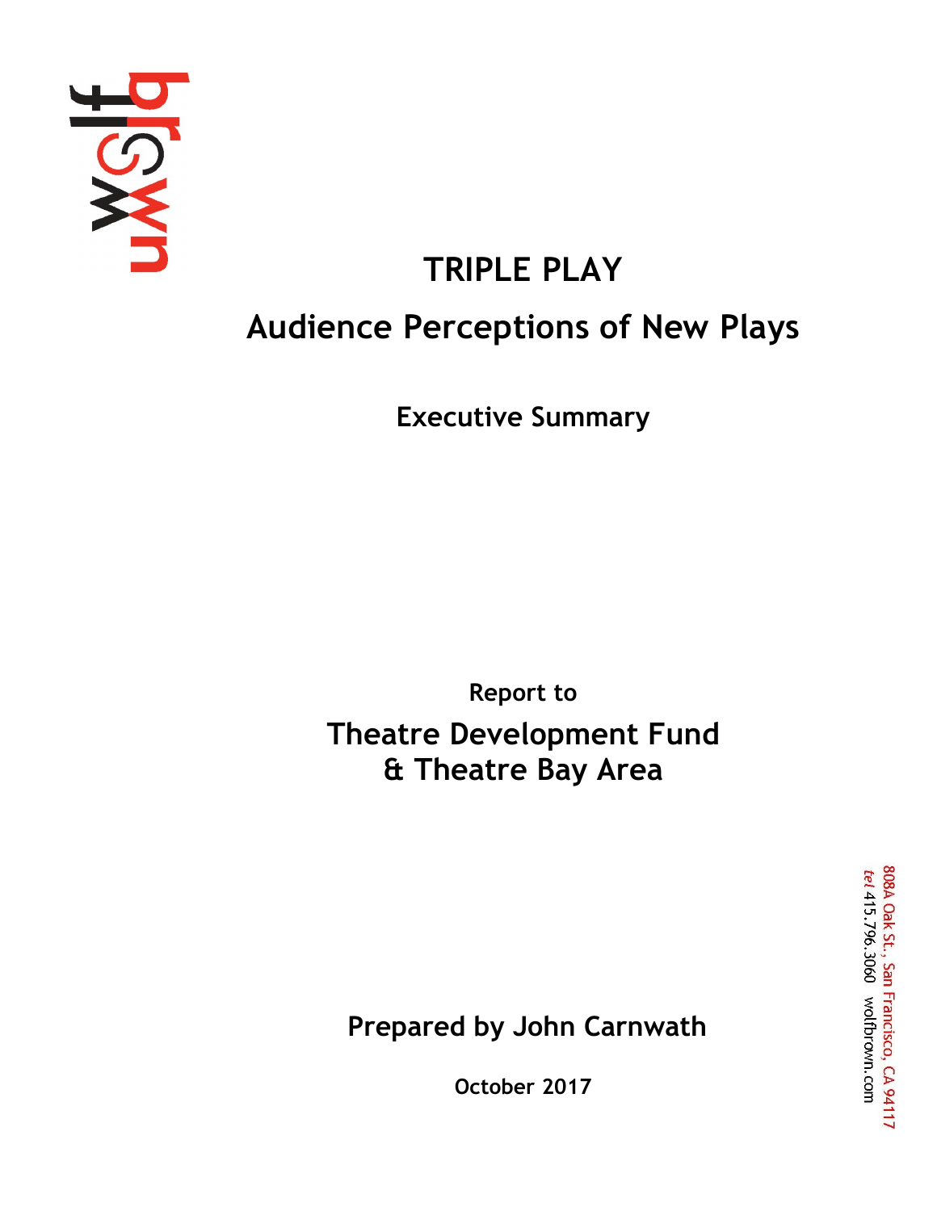# TRIPLE PLAY

## Audience Perceptions of New Plays

### Executive Summary

Report to

**Theatre Development Fund & Theatre Bay Area**

**Prepared by John Carnwath**

**October 2017**

808A Oak St., San Francisco, CA 94117
*tel* 415.796.3060 wolfbrown.com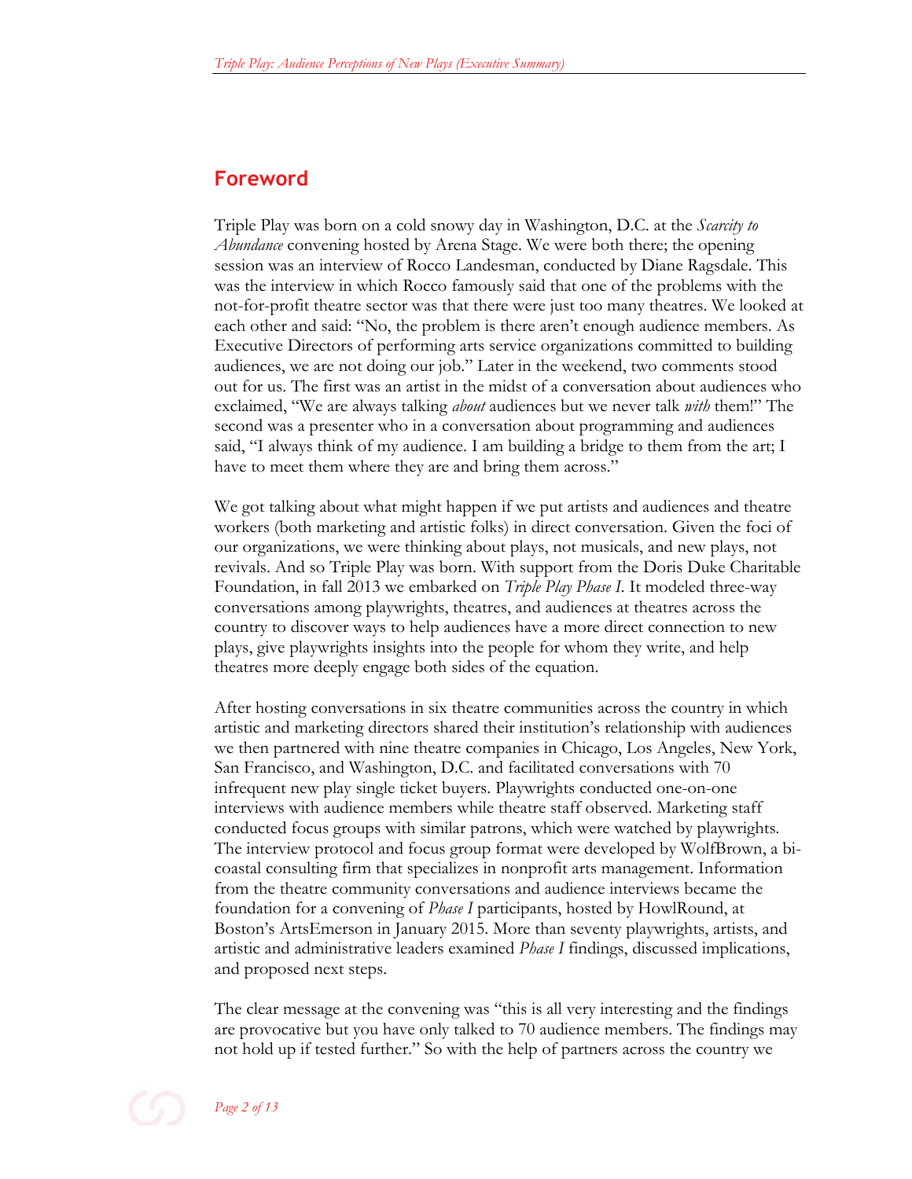## Foreword

Triple Play was born on a cold snowy day in Washington, D.C. at the *Scarcity to Abundance* convening hosted by Arena Stage. We were both there; the opening session was an interview of Rocco Landesman, conducted by Diane Ragsdale. This was the interview in which Rocco famously said that one of the problems with the not-for-profit theatre sector was that there were just too many theatres. We looked at each other and said: "No, the problem is there aren't enough audience members. As Executive Directors of performing arts service organizations committed to building audiences, we are not doing our job." Later in the weekend, two comments stood out for us. The first was an artist in the midst of a conversation about audiences who exclaimed, "We are always talking *about* audiences but we never talk *with* them!" The second was a presenter who in a conversation about programming and audiences said, "I always think of my audience. I am building a bridge to them from the art; I have to meet them where they are and bring them across."

We got talking about what might happen if we put artists and audiences and theatre workers (both marketing and artistic folks) in direct conversation. Given the foci of our organizations, we were thinking about plays, not musicals, and new plays, not revivals. And so Triple Play was born. With support from the Doris Duke Charitable Foundation, in fall 2013 we embarked on *Triple Play Phase I*. It modeled three-way conversations among playwrights, theatres, and audiences at theatres across the country to discover ways to help audiences have a more direct connection to new plays, give playwrights insights into the people for whom they write, and help theatres more deeply engage both sides of the equation.

After hosting conversations in six theatre communities across the country in which artistic and marketing directors shared their institution's relationship with audiences we then partnered with nine theatre companies in Chicago, Los Angeles, New York, San Francisco, and Washington, D.C. and facilitated conversations with 70 infrequent new play single ticket buyers. Playwrights conducted one-on-one interviews with audience members while theatre staff observed. Marketing staff conducted focus groups with similar patrons, which were watched by playwrights. The interview protocol and focus group format were developed by WolfBrown, a bi-coastal consulting firm that specializes in nonprofit arts management. Information from the theatre community conversations and audience interviews became the foundation for a convening of *Phase I* participants, hosted by HowlRound, at Boston's ArtsEmerson in January 2015. More than seventy playwrights, artists, and artistic and administrative leaders examined *Phase I* findings, discussed implications, and proposed next steps.

The clear message at the convening was "this is all very interesting and the findings are provocative but you have only talked to 70 audience members. The findings may not hold up if tested further." So with the help of partners across the country we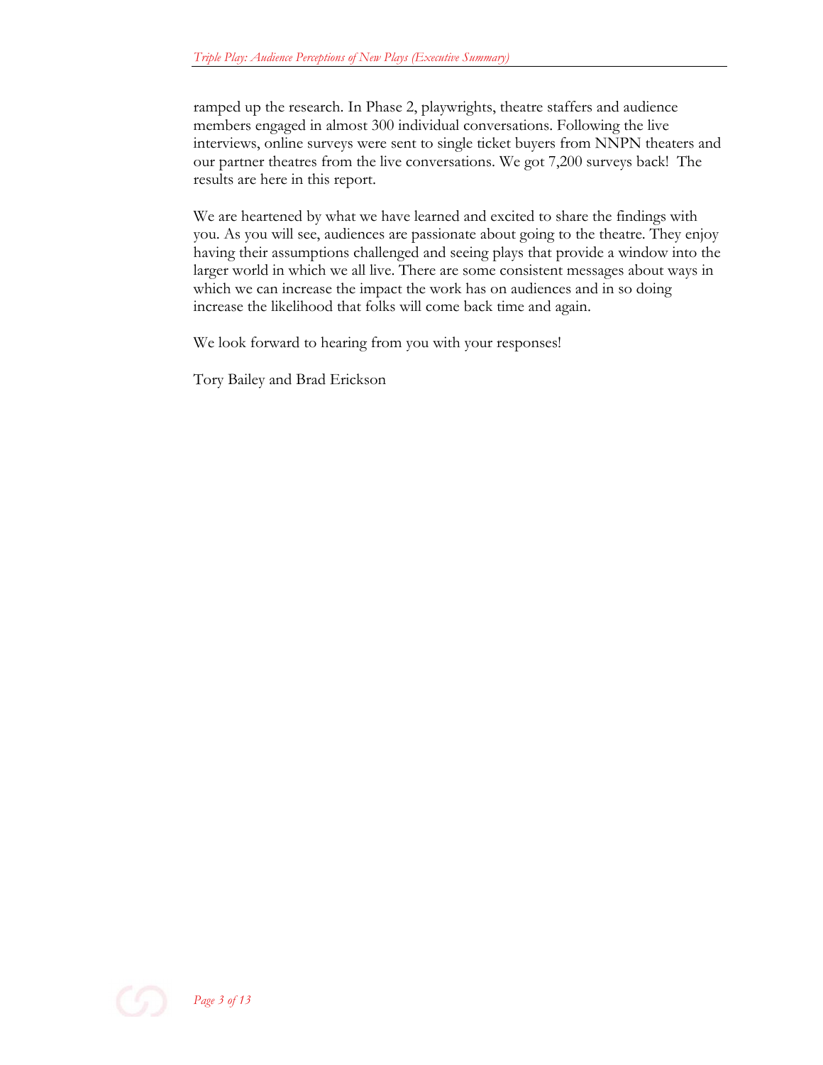ramped up the research. In Phase 2, playwrights, theatre staffers and audience members engaged in almost 300 individual conversations. Following the live interviews, online surveys were sent to single ticket buyers from NNPN theaters and our partner theatres from the live conversations. We got 7,200 surveys back! The results are here in this report.

We are heartened by what we have learned and excited to share the findings with you. As you will see, audiences are passionate about going to the theatre. They enjoy having their assumptions challenged and seeing plays that provide a window into the larger world in which we all live. There are some consistent messages about ways in which we can increase the impact the work has on audiences and in so doing increase the likelihood that folks will come back time and again.

We look forward to hearing from you with your responses!

Tory Bailey and Brad Erickson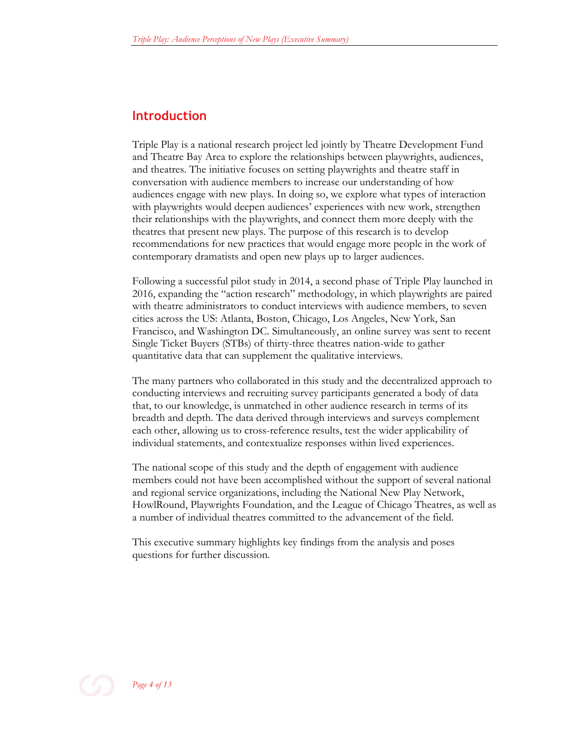## Introduction

Triple Play is a national research project led jointly by Theatre Development Fund and Theatre Bay Area to explore the relationships between playwrights, audiences, and theatres. The initiative focuses on setting playwrights and theatre staff in conversation with audience members to increase our understanding of how audiences engage with new plays. In doing so, we explore what types of interaction with playwrights would deepen audiences' experiences with new work, strengthen their relationships with the playwrights, and connect them more deeply with the theatres that present new plays. The purpose of this research is to develop recommendations for new practices that would engage more people in the work of contemporary dramatists and open new plays up to larger audiences.

Following a successful pilot study in 2014, a second phase of Triple Play launched in 2016, expanding the "action research" methodology, in which playwrights are paired with theatre administrators to conduct interviews with audience members, to seven cities across the US: Atlanta, Boston, Chicago, Los Angeles, New York, San Francisco, and Washington DC. Simultaneously, an online survey was sent to recent Single Ticket Buyers (STBs) of thirty-three theatres nation-wide to gather quantitative data that can supplement the qualitative interviews.

The many partners who collaborated in this study and the decentralized approach to conducting interviews and recruiting survey participants generated a body of data that, to our knowledge, is unmatched in other audience research in terms of its breadth and depth. The data derived through interviews and surveys complement each other, allowing us to cross-reference results, test the wider applicability of individual statements, and contextualize responses within lived experiences.

The national scope of this study and the depth of engagement with audience members could not have been accomplished without the support of several national and regional service organizations, including the National New Play Network, HowlRound, Playwrights Foundation, and the League of Chicago Theatres, as well as a number of individual theatres committed to the advancement of the field.

This executive summary highlights key findings from the analysis and poses questions for further discussion.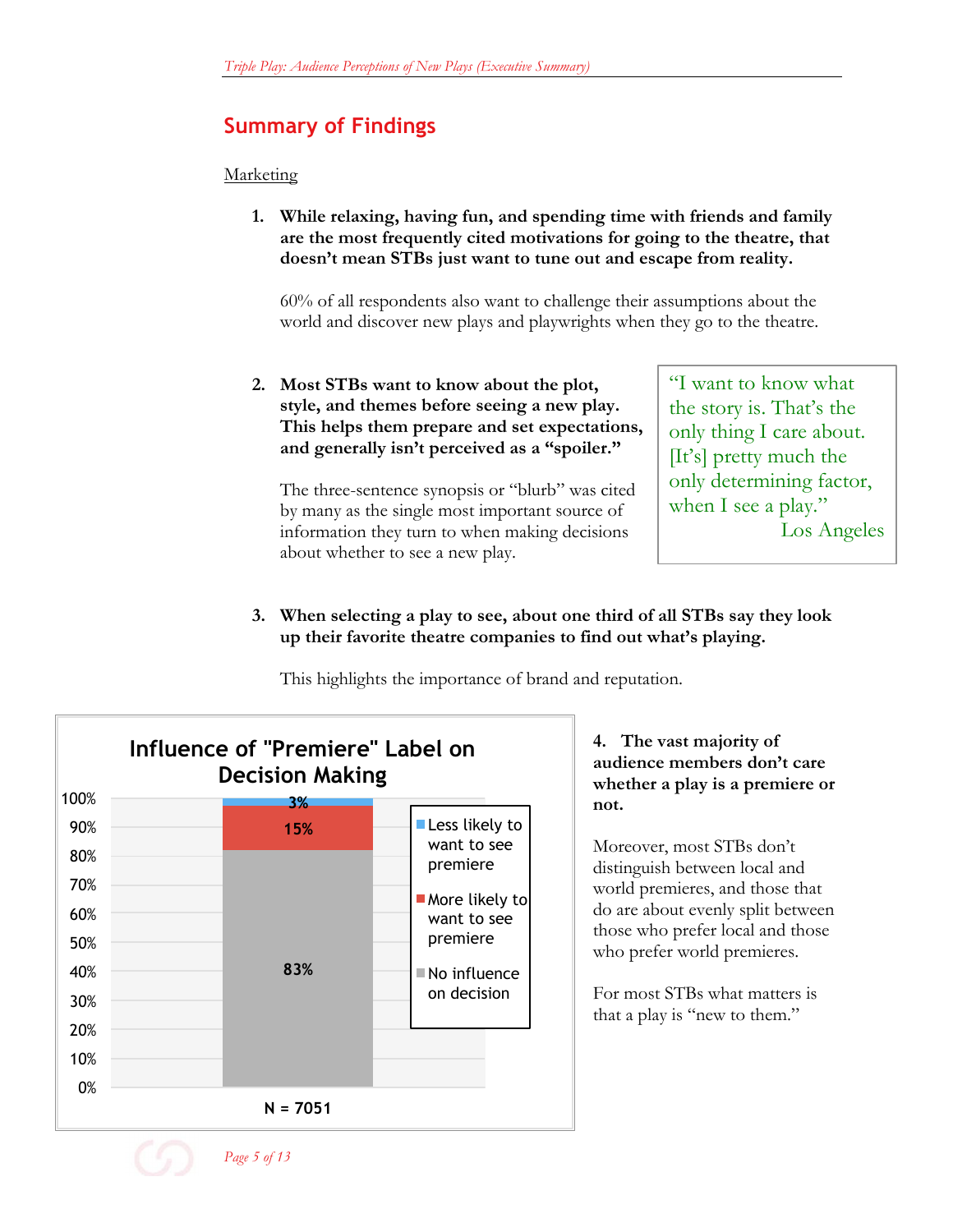## Summary of Findings

Marketing

1. **While relaxing, having fun, and spending time with friends and family are the most frequently cited motivations for going to the theatre, that doesn't mean STBs just want to tune out and escape from reality.**

   60% of all respondents also want to challenge their assumptions about the world and discover new plays and playwrights when they go to the theatre.

2. **Most STBs want to know about the plot, style, and themes before seeing a new play. This helps them prepare and set expectations, and generally isn't perceived as a "spoiler."**

   The three-sentence synopsis or "blurb" was cited by many as the single most important source of information they turn to when making decisions about whether to see a new play.

> "I want to know what the story is. That's the only thing I care about. [It's] pretty much the only determining factor, when I see a play."
> Los Angeles

3. **When selecting a play to see, about one third of all STBs say they look up their favorite theatre companies to find out what's playing.**

   This highlights the importance of brand and reputation.

Influence of "Premiere" Label on Decision Making

100%
90%
80%
70%
60%
50%
40%
30%
20%
10%
0%

3%
15%
83%

Less likely to want to see premiere
More likely to want to see premiere
No influence on decision

N = 7051

4. **The vast majority of audience members don't care whether a play is a premiere or not.**

   Moreover, most STBs don't distinguish between local and world premieres, and those that do are about evenly split between those who prefer local and those who prefer world premieres.

   For most STBs what matters is that a play is "new to them."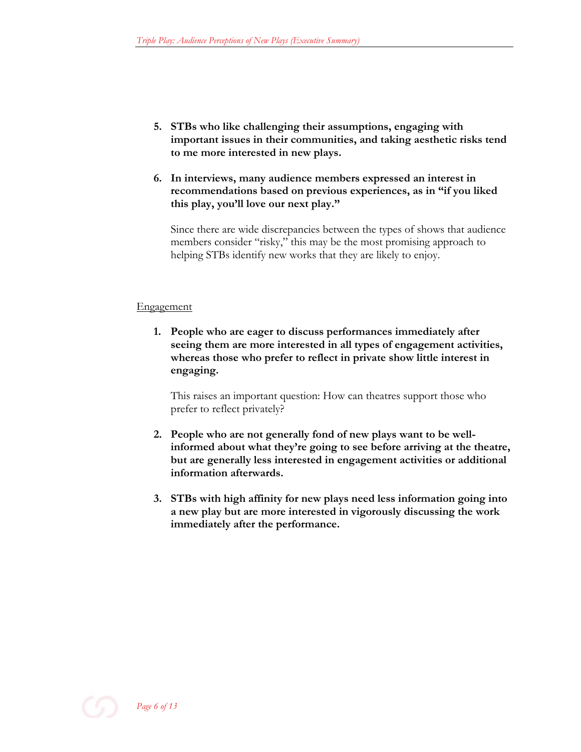5. **STBs who like challenging their assumptions, engaging with important issues in their communities, and taking aesthetic risks tend to me more interested in new plays.**

6. **In interviews, many audience members expressed an interest in recommendations based on previous experiences, as in "if you liked this play, you'll love our next play."**

   Since there are wide discrepancies between the types of shows that audience members consider "risky," this may be the most promising approach to helping STBs identify new works that they are likely to enjoy.

Engagement

1. **People who are eager to discuss performances immediately after seeing them are more interested in all types of engagement activities, whereas those who prefer to reflect in private show little interest in engaging.**

   This raises an important question: How can theatres support those who prefer to reflect privately?

2. **People who are not generally fond of new plays want to be well-informed about what they're going to see before arriving at the theatre, but are generally less interested in engagement activities or additional information afterwards.**

3. **STBs with high affinity for new plays need less information going into a new play but are more interested in vigorously discussing the work immediately after the performance.**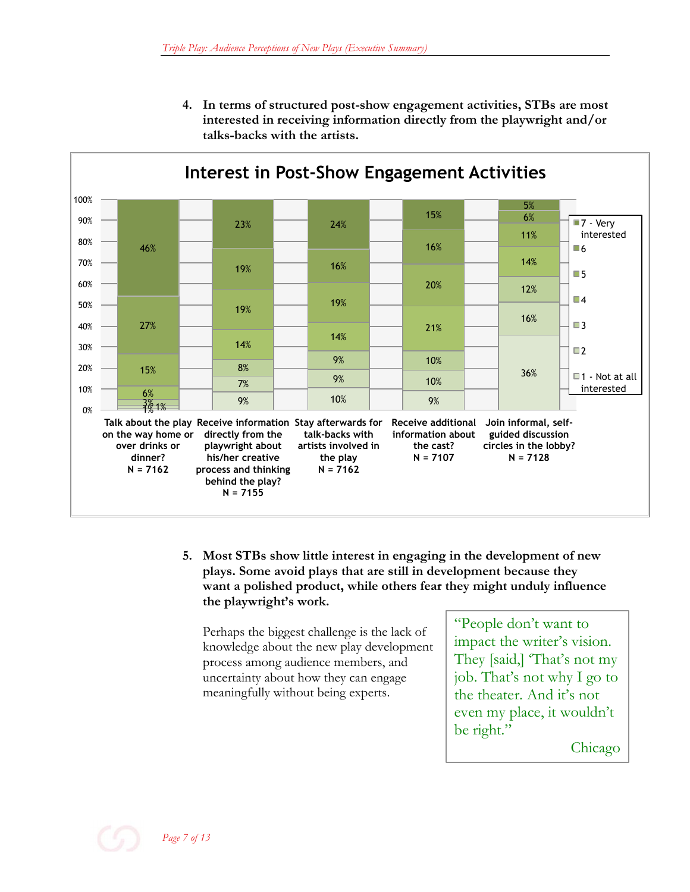4. **In terms of structured post-show engagement activities, STBs are most interested in receiving information directly from the playwright and/or talks-backs with the artists.**

**Interest in Post-Show Engagement Activities**

| Activity | 1 - Not at all interested | 2 | 3 | 4 | 5 | 6 | 7 - Very interested |
|---|---|---|---|---|---|---|---|
| Talk about the play on the way home or over drinks or dinner? N = 7162 | 1% | 1% | 3% | 6% | 15% | 27% | 46% |
| Receive information directly from the playwright about his/her creative process and thinking behind the play? N = 7155 | 9% | 7% | 8% | 14% | 19% | 19% | 23% |
| Stay afterwards for talk-backs with artists involved in the play N = 7162 | 10% | 9% | 9% | 14% | 19% | 16% | 24% |
| Receive additional information about the cast? N = 7107 | 9% | 10% | 10% | 21% | 20% | 16% | 15% |
| Join informal, self-guided discussion circles in the lobby? N = 7128 | 36% | 16% | 12% | 14% | 11% | 6% | 5% |

5. **Most STBs show little interest in engaging in the development of new plays. Some avoid plays that are still in development because they want a polished product, while others fear they might unduly influence the playwright's work.**

Perhaps the biggest challenge is the lack of knowledge about the new play development process among audience members, and uncertainty about how they can engage meaningfully without being experts.

> "People don't want to impact the writer's vision. They [said,] 'That's not my job. That's not why I go to the theater. And it's not even my place, it wouldn't be right."
>
> Chicago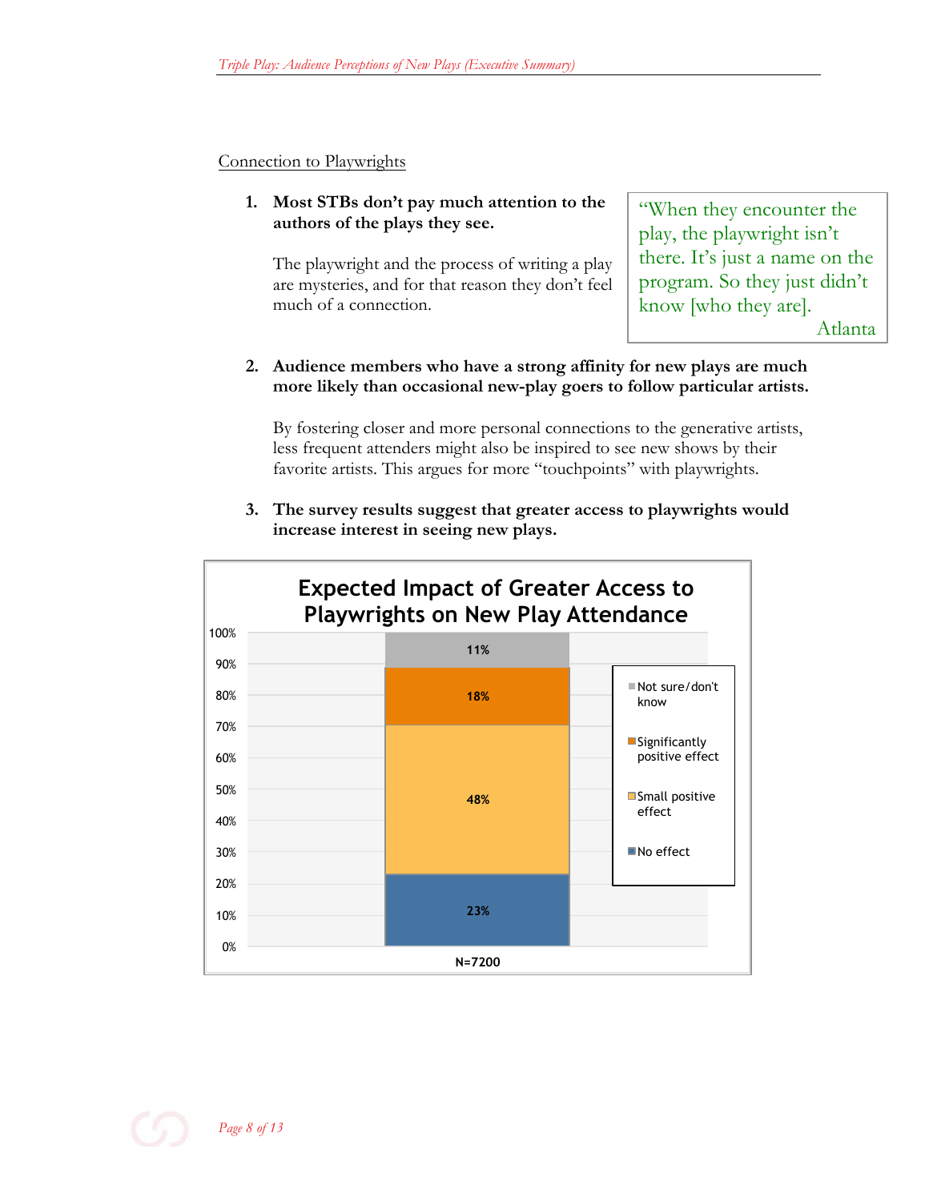Connection to Playwrights

1. **Most STBs don't pay much attention to the authors of the plays they see.**

   The playwright and the process of writing a play are mysteries, and for that reason they don't feel much of a connection.

> "When they encounter the play, the playwright isn't there. It's just a name on the program. So they just didn't know [who they are].
> Atlanta

2. **Audience members who have a strong affinity for new plays are much more likely than occasional new-play goers to follow particular artists.**

   By fostering closer and more personal connections to the generative artists, less frequent attenders might also be inspired to see new shows by their favorite artists. This argues for more "touchpoints" with playwrights.

3. **The survey results suggest that greater access to playwrights would increase interest in seeing new plays.**

Expected Impact of Greater Access to Playwrights on New Play Attendance

100%
90%
80%
70%
60%
50%
40%
30%
20%
10%
0%

11%
18%
48%
23%

N=7200

Not sure/don't know
Significantly positive effect
Small positive effect
No effect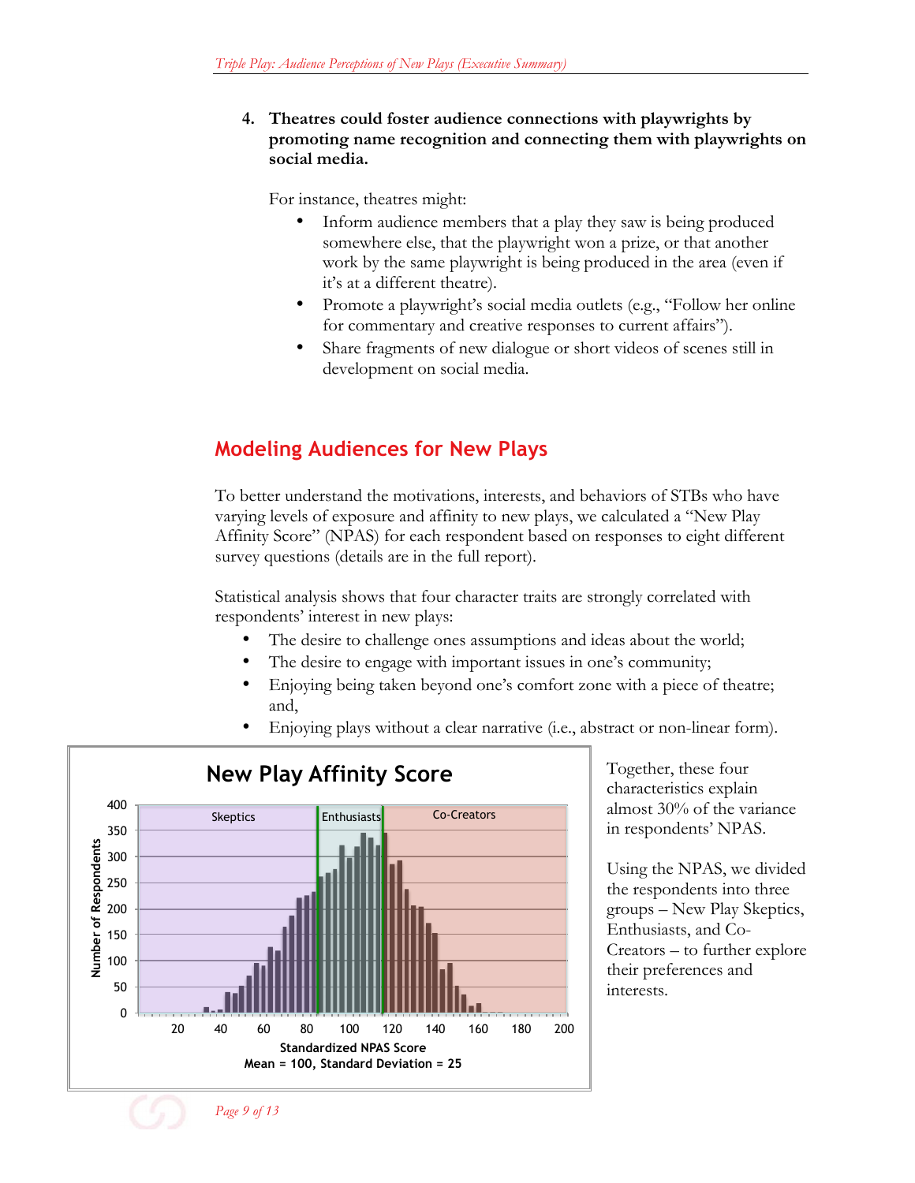4. **Theatres could foster audience connections with playwrights by promoting name recognition and connecting them with playwrights on social media.**

   For instance, theatres might:

   - Inform audience members that a play they saw is being produced somewhere else, that the playwright won a prize, or that another work by the same playwright is being produced in the area (even if it's at a different theatre).
   - Promote a playwright's social media outlets (e.g., "Follow her online for commentary and creative responses to current affairs").
   - Share fragments of new dialogue or short videos of scenes still in development on social media.

## Modeling Audiences for New Plays

To better understand the motivations, interests, and behaviors of STBs who have varying levels of exposure and affinity to new plays, we calculated a "New Play Affinity Score" (NPAS) for each respondent based on responses to eight different survey questions (details are in the full report).

Statistical analysis shows that four character traits are strongly correlated with respondents' interest in new plays:

- The desire to challenge ones assumptions and ideas about the world;
- The desire to engage with important issues in one's community;
- Enjoying being taken beyond one's comfort zone with a piece of theatre; and,
- Enjoying plays without a clear narrative (i.e., abstract or non-linear form).

New Play Affinity Score

Skeptics

Enthusiasts

Co-Creators

Number of Respondents

0
50
100
150
200
250
300
350
400

20
40
60
80
100
120
140
160
180
200

Standardized NPAS Score

Mean = 100, Standard Deviation = 25

Together, these four characteristics explain almost 30% of the variance in respondents' NPAS.

Using the NPAS, we divided the respondents into three groups – New Play Skeptics, Enthusiasts, and Co-Creators – to further explore their preferences and interests.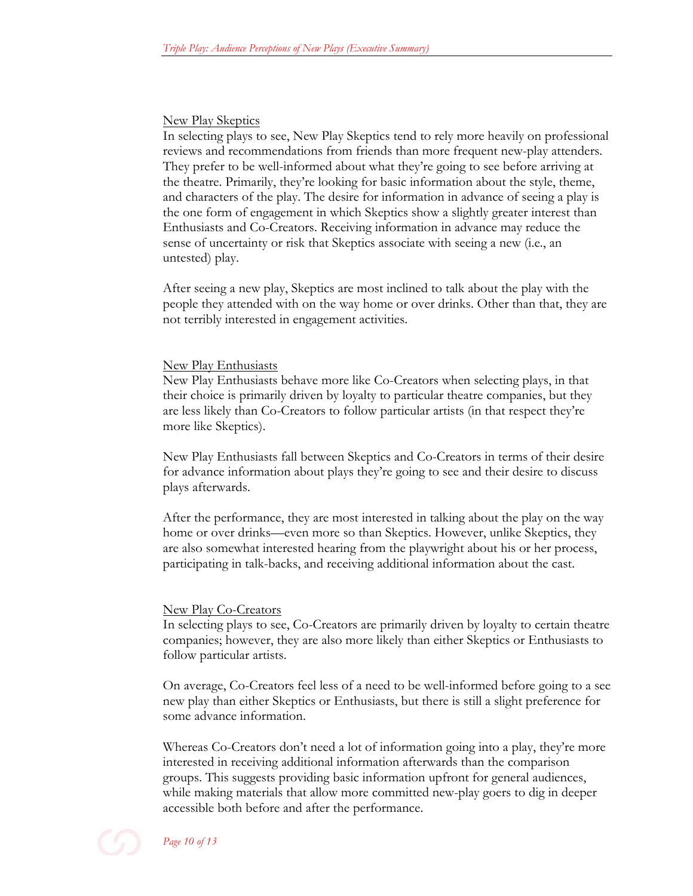New Play Skeptics

In selecting plays to see, New Play Skeptics tend to rely more heavily on professional reviews and recommendations from friends than more frequent new-play attenders. They prefer to be well-informed about what they're going to see before arriving at the theatre. Primarily, they're looking for basic information about the style, theme, and characters of the play. The desire for information in advance of seeing a play is the one form of engagement in which Skeptics show a slightly greater interest than Enthusiasts and Co-Creators. Receiving information in advance may reduce the sense of uncertainty or risk that Skeptics associate with seeing a new (i.e., an untested) play.

After seeing a new play, Skeptics are most inclined to talk about the play with the people they attended with on the way home or over drinks. Other than that, they are not terribly interested in engagement activities.

New Play Enthusiasts

New Play Enthusiasts behave more like Co-Creators when selecting plays, in that their choice is primarily driven by loyalty to particular theatre companies, but they are less likely than Co-Creators to follow particular artists (in that respect they're more like Skeptics).

New Play Enthusiasts fall between Skeptics and Co-Creators in terms of their desire for advance information about plays they're going to see and their desire to discuss plays afterwards.

After the performance, they are most interested in talking about the play on the way home or over drinks—even more so than Skeptics. However, unlike Skeptics, they are also somewhat interested hearing from the playwright about his or her process, participating in talk-backs, and receiving additional information about the cast.

New Play Co-Creators

In selecting plays to see, Co-Creators are primarily driven by loyalty to certain theatre companies; however, they are also more likely than either Skeptics or Enthusiasts to follow particular artists.

On average, Co-Creators feel less of a need to be well-informed before going to a see new play than either Skeptics or Enthusiasts, but there is still a slight preference for some advance information.

Whereas Co-Creators don't need a lot of information going into a play, they're more interested in receiving additional information afterwards than the comparison groups. This suggests providing basic information upfront for general audiences, while making materials that allow more committed new-play goers to dig in deeper accessible both before and after the performance.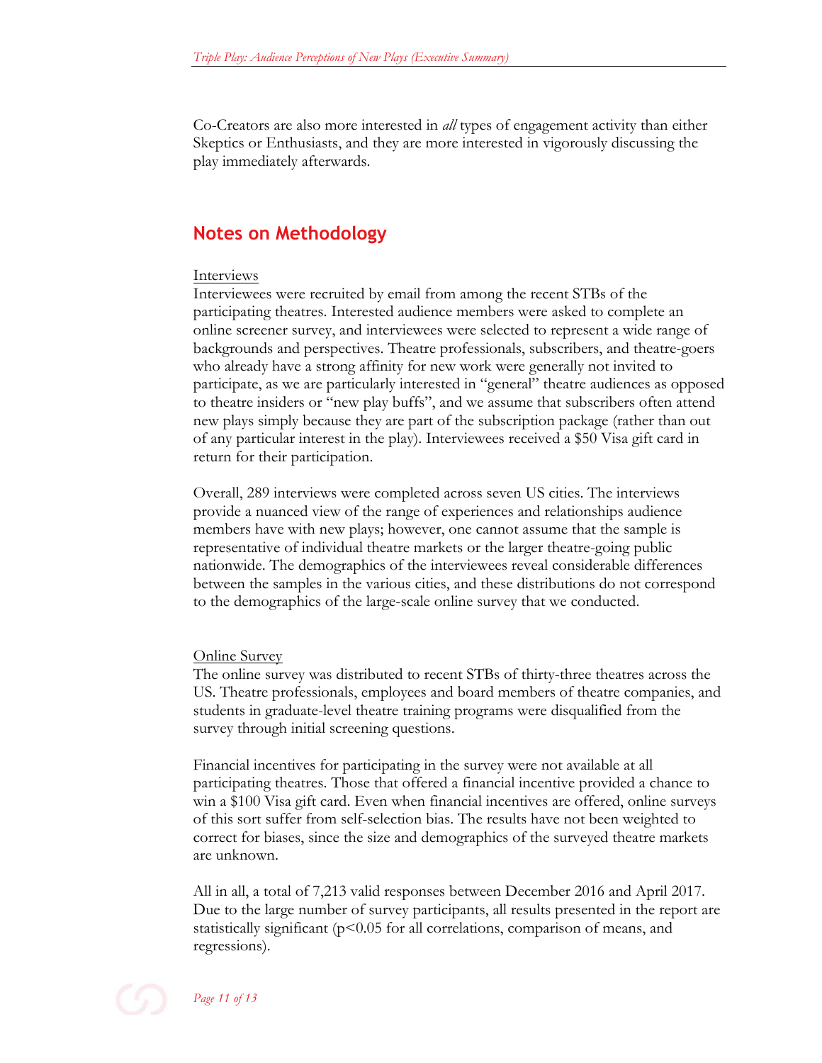Co-Creators are also more interested in *all* types of engagement activity than either Skeptics or Enthusiasts, and they are more interested in vigorously discussing the play immediately afterwards.

## Notes on Methodology

Interviews

Interviewees were recruited by email from among the recent STBs of the participating theatres. Interested audience members were asked to complete an online screener survey, and interviewees were selected to represent a wide range of backgrounds and perspectives. Theatre professionals, subscribers, and theatre-goers who already have a strong affinity for new work were generally not invited to participate, as we are particularly interested in "general" theatre audiences as opposed to theatre insiders or "new play buffs", and we assume that subscribers often attend new plays simply because they are part of the subscription package (rather than out of any particular interest in the play). Interviewees received a $50 Visa gift card in return for their participation.

Overall, 289 interviews were completed across seven US cities. The interviews provide a nuanced view of the range of experiences and relationships audience members have with new plays; however, one cannot assume that the sample is representative of individual theatre markets or the larger theatre-going public nationwide. The demographics of the interviewees reveal considerable differences between the samples in the various cities, and these distributions do not correspond to the demographics of the large-scale online survey that we conducted.

Online Survey

The online survey was distributed to recent STBs of thirty-three theatres across the US. Theatre professionals, employees and board members of theatre companies, and students in graduate-level theatre training programs were disqualified from the survey through initial screening questions.

Financial incentives for participating in the survey were not available at all participating theatres. Those that offered a financial incentive provided a chance to win a $100 Visa gift card. Even when financial incentives are offered, online surveys of this sort suffer from self-selection bias. The results have not been weighted to correct for biases, since the size and demographics of the surveyed theatre markets are unknown.

All in all, a total of 7,213 valid responses between December 2016 and April 2017. Due to the large number of survey participants, all results presented in the report are statistically significant ($p<0.05$ for all correlations, comparison of means, and regressions).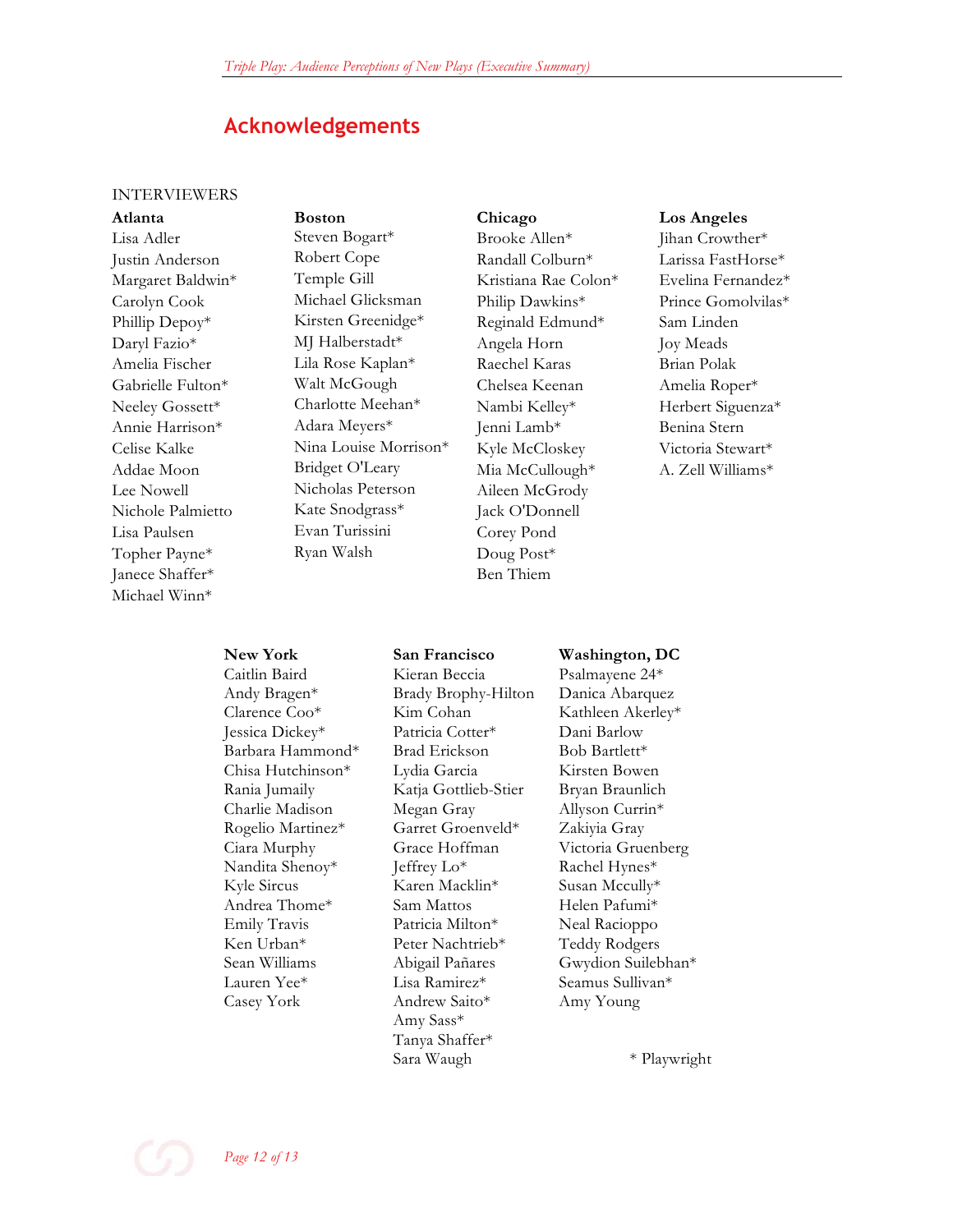## Acknowledgements

INTERVIEWERS

**Atlanta**
Lisa Adler
Justin Anderson
Margaret Baldwin*
Carolyn Cook
Phillip Depoy*
Daryl Fazio*
Amelia Fischer
Gabrielle Fulton*
Neeley Gossett*
Annie Harrison*
Celise Kalke
Addae Moon
Lee Nowell
Nichole Palmietto
Lisa Paulsen
Topher Payne*
Janece Shaffer*
Michael Winn*

**Boston**
Steven Bogart*
Robert Cope
Temple Gill
Michael Glicksman
Kirsten Greenidge*
MJ Halberstadt*
Lila Rose Kaplan*
Walt McGough
Charlotte Meehan*
Adara Meyers*
Nina Louise Morrison*
Bridget O'Leary
Nicholas Peterson
Kate Snodgrass*
Evan Turissini
Ryan Walsh

**Chicago**
Brooke Allen*
Randall Colburn*
Kristiana Rae Colon*
Philip Dawkins*
Reginald Edmund*
Angela Horn
Raechel Karas
Chelsea Keenan
Nambi Kelley*
Jenni Lamb*
Kyle McCloskey
Mia McCullough*
Aileen McGrody
Jack O'Donnell
Corey Pond
Doug Post*
Ben Thiem

**Los Angeles**
Jihan Crowther*
Larissa FastHorse*
Evelina Fernandez*
Prince Gomolvilas*
Sam Linden
Joy Meads
Brian Polak
Amelia Roper*
Herbert Siguenza*
Benina Stern
Victoria Stewart*
A. Zell Williams*

**New York**
Caitlin Baird
Andy Bragen*
Clarence Coo*
Jessica Dickey*
Barbara Hammond*
Chisa Hutchinson*
Rania Jumaily
Charlie Madison
Rogelio Martinez*
Ciara Murphy
Nandita Shenoy*
Kyle Sircus
Andrea Thome*
Emily Travis
Ken Urban*
Sean Williams
Lauren Yee*
Casey York

**San Francisco**
Kieran Beccia
Brady Brophy-Hilton
Kim Cohan
Patricia Cotter*
Brad Erickson
Lydia Garcia
Katja Gottlieb-Stier
Megan Gray
Garret Groenveld*
Grace Hoffman
Jeffrey Lo*
Karen Macklin*
Sam Mattos
Patricia Milton*
Peter Nachtrieb*
Abigail Pañares
Lisa Ramirez*
Andrew Saito*
Amy Sass*
Tanya Shaffer*
Sara Waugh

**Washington, DC**
Psalmayene 24*
Danica Abarquez
Kathleen Akerley*
Dani Barlow
Bob Bartlett*
Kirsten Bowen
Bryan Braunlich
Allyson Currin*
Zakiyia Gray
Victoria Gruenberg
Rachel Hynes*
Susan Mccully*
Helen Pafumi*
Neal Racioppo
Teddy Rodgers
Gwydion Suilebhan*
Seamus Sullivan*
Amy Young

* Playwright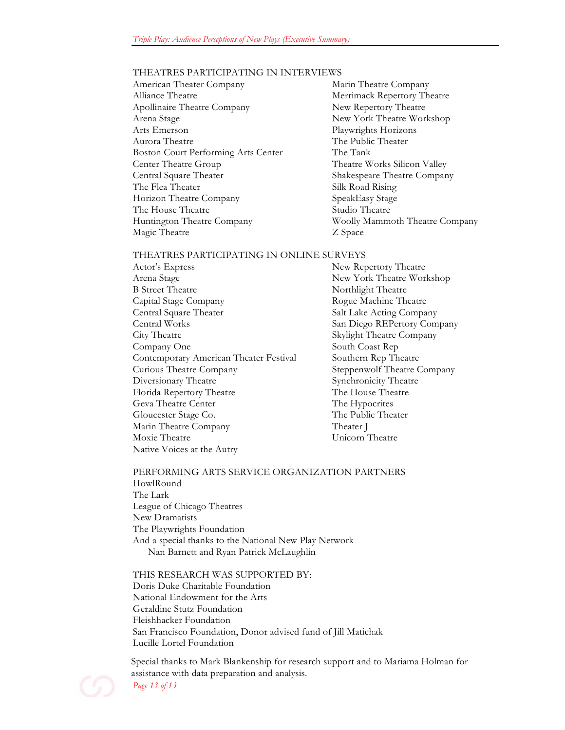## THEATRES PARTICIPATING IN INTERVIEWS

American Theater Company
Alliance Theatre
Apollinaire Theatre Company
Arena Stage
Arts Emerson
Aurora Theatre
Boston Court Performing Arts Center
Center Theatre Group
Central Square Theater
The Flea Theater
Horizon Theatre Company
The House Theatre
Huntington Theatre Company
Magic Theatre
Marin Theatre Company
Merrimack Repertory Theatre
New Repertory Theatre
New York Theatre Workshop
Playwrights Horizons
The Public Theater
The Tank
Theatre Works Silicon Valley
Shakespeare Theatre Company
Silk Road Rising
SpeakEasy Stage
Studio Theatre
Woolly Mammoth Theatre Company
Z Space

## THEATRES PARTICIPATING IN ONLINE SURVEYS

Actor's Express
Arena Stage
B Street Theatre
Capital Stage Company
Central Square Theater
Central Works
City Theatre
Company One
Contemporary American Theater Festival
Curious Theatre Company
Diversionary Theatre
Florida Repertory Theatre
Geva Theatre Center
Gloucester Stage Co.
Marin Theatre Company
Moxie Theatre
Native Voices at the Autry
New Repertory Theatre
New York Theatre Workshop
Northlight Theatre
Rogue Machine Theatre
Salt Lake Acting Company
San Diego REPertory Company
Skylight Theatre Company
South Coast Rep
Southern Rep Theatre
Steppenwolf Theatre Company
Synchronicity Theatre
The House Theatre
The Hypocrites
The Public Theater
Theater J
Unicorn Theatre

## PERFORMING ARTS SERVICE ORGANIZATION PARTNERS

HowlRound
The Lark
League of Chicago Theatres
New Dramatists
The Playwrights Foundation
And a special thanks to the National New Play Network
Nan Barnett and Ryan Patrick McLaughlin

## THIS RESEARCH WAS SUPPORTED BY:

Doris Duke Charitable Foundation
National Endowment for the Arts
Geraldine Stutz Foundation
Fleishhacker Foundation
San Francisco Foundation, Donor advised fund of Jill Matichak
Lucille Lortel Foundation

Special thanks to Mark Blankenship for research support and to Mariama Holman for assistance with data preparation and analysis.